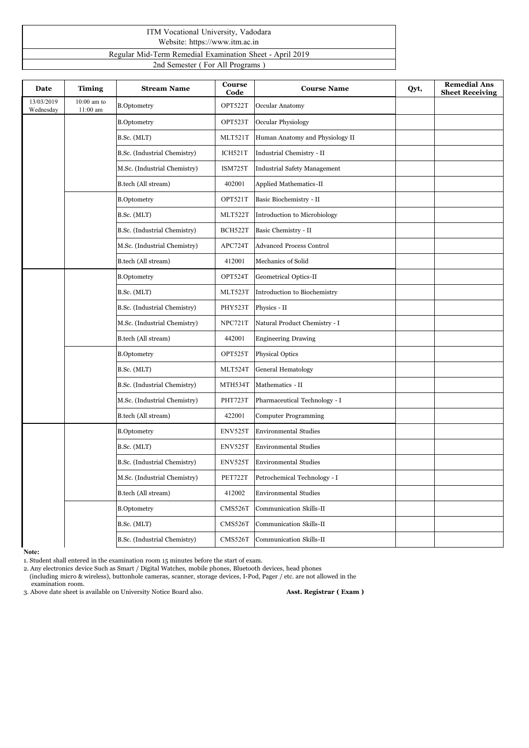ITM Vocational University, Vadodara

Website: https://www.itm.ac.in

Regular Mid-Term Remedial Examination Sheet - April 2019

2nd Semester ( For All Programs )

| Date | Timing | Stream Name | Course Code | Course Name | Qyt, | Remedial Ans Sheet Receiving |
|---|---|---|---|---|---|---|
| 13/03/2019 Wednesday | 10:00 am to 11:00 am | B.Optometry | OPT522T | Occular Anatomy | | |
| | | B.Optometry | OPT523T | Occular Physiology | | |
| | | B.Sc. (MLT) | MLT521T | Human Anatomy and Physiology II | | |
| | | B.Sc. (Industrial Chemistry) | ICH521T | Industrial Chemistry - II | | |
| | | M.Sc. (Industrial Chemistry) | ISM725T | Industrial Safety Management | | |
| | | B.tech (All stream) | 402001 | Applied Mathematics-II | | |
| | | B.Optometry | OPT521T | Basic Biochemistry - II | | |
| | | B.Sc. (MLT) | MLT522T | Introduction to Microbiology | | |
| | | B.Sc. (Industrial Chemistry) | BCH522T | Basic Chemistry - II | | |
| | | M.Sc. (Industrial Chemistry) | APC724T | Advanced Process Control | | |
| | | B.tech (All stream) | 412001 | Mechanics of Solid | | |
| | | B.Optometry | OPT524T | Geometrical Optics-II | | |
| | | B.Sc. (MLT) | MLT523T | Introduction to Biochemistry | | |
| | | B.Sc. (Industrial Chemistry) | PHY523T | Physics - II | | |
| | | M.Sc. (Industrial Chemistry) | NPC721T | Natural Product Chemistry - I | | |
| | | B.tech (All stream) | 442001 | Engineering Drawing | | |
| | | B.Optometry | OPT525T | Physical Optics | | |
| | | B.Sc. (MLT) | MLT524T | General Hematology | | |
| | | B.Sc. (Industrial Chemistry) | MTH534T | Mathematics - II | | |
| | | M.Sc. (Industrial Chemistry) | PHT723T | Pharmaceutical Technology - I | | |
| | | B.tech (All stream) | 422001 | Computer Programming | | |
| | | B.Optometry | ENV525T | Environmental Studies | | |
| | | B.Sc. (MLT) | ENV525T | Environmental Studies | | |
| | | B.Sc. (Industrial Chemistry) | ENV525T | Environmental Studies | | |
| | | M.Sc. (Industrial Chemistry) | PET722T | Petrochemical Technology - I | | |
| | | B.tech (All stream) | 412002 | Environmental Studies | | |
| | | B.Optometry | CMS526T | Communication Skills-II | | |
| | | B.Sc. (MLT) | CMS526T | Communication Skills-II | | |
| | | B.Sc. (Industrial Chemistry) | CMS526T | Communication Skills-II | | |

**Note:**

1. Student shall entered in the examination room 15 minutes before the start of exam.
2. Any electronics device Such as Smart / Digital Watches, mobile phones, Bluetooth devices, head phones (including micro & wireless), buttonhole cameras, scanner, storage devices, I-Pod, Pager / etc. are not allowed in the examination room.
3. Above date sheet is available on University Notice Board also.

**Asst. Registrar ( Exam )**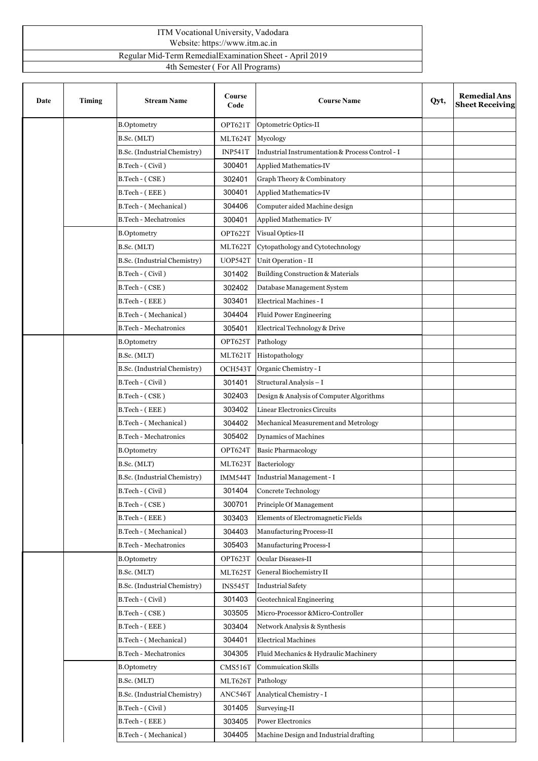| ITM Vocational University, Vadodara<br>Website: https://www.itm.ac.in |
|---|
| Regular Mid-Term RemedialExamination Sheet - April 2019 |
| 4th Semester ( For All Programs) |

| Date | Timing | Stream Name | Course Code | Course Name | Qyt, | Remedial Ans Sheet Receiving |
|---|---|---|---|---|---|---|
| | | B.Optometry | OPT621T | Optometric Optics-II | | |
| | | B.Sc. (MLT) | MLT624T | Mycology | | |
| | | B.Sc. (Industrial Chemistry) | INP541T | Industrial Instrumentation & Process Control - I | | |
| | | B.Tech - ( Civil ) | 300401 | Applied Mathematics-IV | | |
| | | B.Tech - ( CSE ) | 302401 | Graph Theory & Combinatory | | |
| | | B.Tech - ( EEE ) | 300401 | Applied Mathematics-IV | | |
| | | B.Tech - ( Mechanical ) | 304406 | Computer aided Machine design | | |
| | | B.Tech - Mechatronics | 300401 | Applied Mathematics- IV | | |
| | | B.Optometry | OPT622T | Visual Optics-II | | |
| | | B.Sc. (MLT) | MLT622T | Cytopathology and Cytotechnology | | |
| | | B.Sc. (Industrial Chemistry) | UOP542T | Unit Operation - II | | |
| | | B.Tech - ( Civil ) | 301402 | Building Construction & Materials | | |
| | | B.Tech - ( CSE ) | 302402 | Database Management System | | |
| | | B.Tech - ( EEE ) | 303401 | Electrical Machines - I | | |
| | | B.Tech - ( Mechanical ) | 304404 | Fluid Power Engineering | | |
| | | B.Tech - Mechatronics | 305401 | Electrical Technology & Drive | | |
| | | B.Optometry | OPT625T | Pathology | | |
| | | B.Sc. (MLT) | MLT621T | Histopathology | | |
| | | B.Sc. (Industrial Chemistry) | OCH543T | Organic Chemistry - I | | |
| | | B.Tech - ( Civil ) | 301401 | Structural Analysis – I | | |
| | | B.Tech - ( CSE ) | 302403 | Design & Analysis of Computer Algorithms | | |
| | | B.Tech - ( EEE ) | 303402 | Linear Electronics Circuits | | |
| | | B.Tech - ( Mechanical ) | 304402 | Mechanical Measurement and Metrology | | |
| | | B.Tech - Mechatronics | 305402 | Dynamics of Machines | | |
| | | B.Optometry | OPT624T | Basic Pharmacology | | |
| | | B.Sc. (MLT) | MLT623T | Bacteriology | | |
| | | B.Sc. (Industrial Chemistry) | IMM544T | Industrial Management - I | | |
| | | B.Tech - ( Civil ) | 301404 | Concrete Technology | | |
| | | B.Tech - ( CSE ) | 300701 | Principle Of Management | | |
| | | B.Tech - ( EEE ) | 303403 | Elements of Electromagnetic Fields | | |
| | | B.Tech - ( Mechanical ) | 304403 | Manufacturing Process-II | | |
| | | B.Tech - Mechatronics | 305403 | Manufacturing Process-I | | |
| | | B.Optometry | OPT623T | Ocular Diseases-II | | |
| | | B.Sc. (MLT) | MLT625T | General Biochemistry II | | |
| | | B.Sc. (Industrial Chemistry) | INS545T | Industrial Safety | | |
| | | B.Tech - ( Civil ) | 301403 | Geotechnical Engineering | | |
| | | B.Tech - ( CSE ) | 303505 | Micro-Processor &Micro-Controller | | |
| | | B.Tech - ( EEE ) | 303404 | Network Analysis & Synthesis | | |
| | | B.Tech - ( Mechanical ) | 304401 | Electrical Machines | | |
| | | B.Tech - Mechatronics | 304305 | Fluid Mechanics & Hydraulic Machinery | | |
| | | B.Optometry | CMS516T | Commuication Skills | | |
| | | B.Sc. (MLT) | MLT626T | Pathology | | |
| | | B.Sc. (Industrial Chemistry) | ANC546T | Analytical Chemistry - I | | |
| | | B.Tech - ( Civil ) | 301405 | Surveying-II | | |
| | | B.Tech - ( EEE ) | 303405 | Power Electronics | | |
| | | B.Tech - ( Mechanical ) | 304405 | Machine Design and Industrial drafting | | |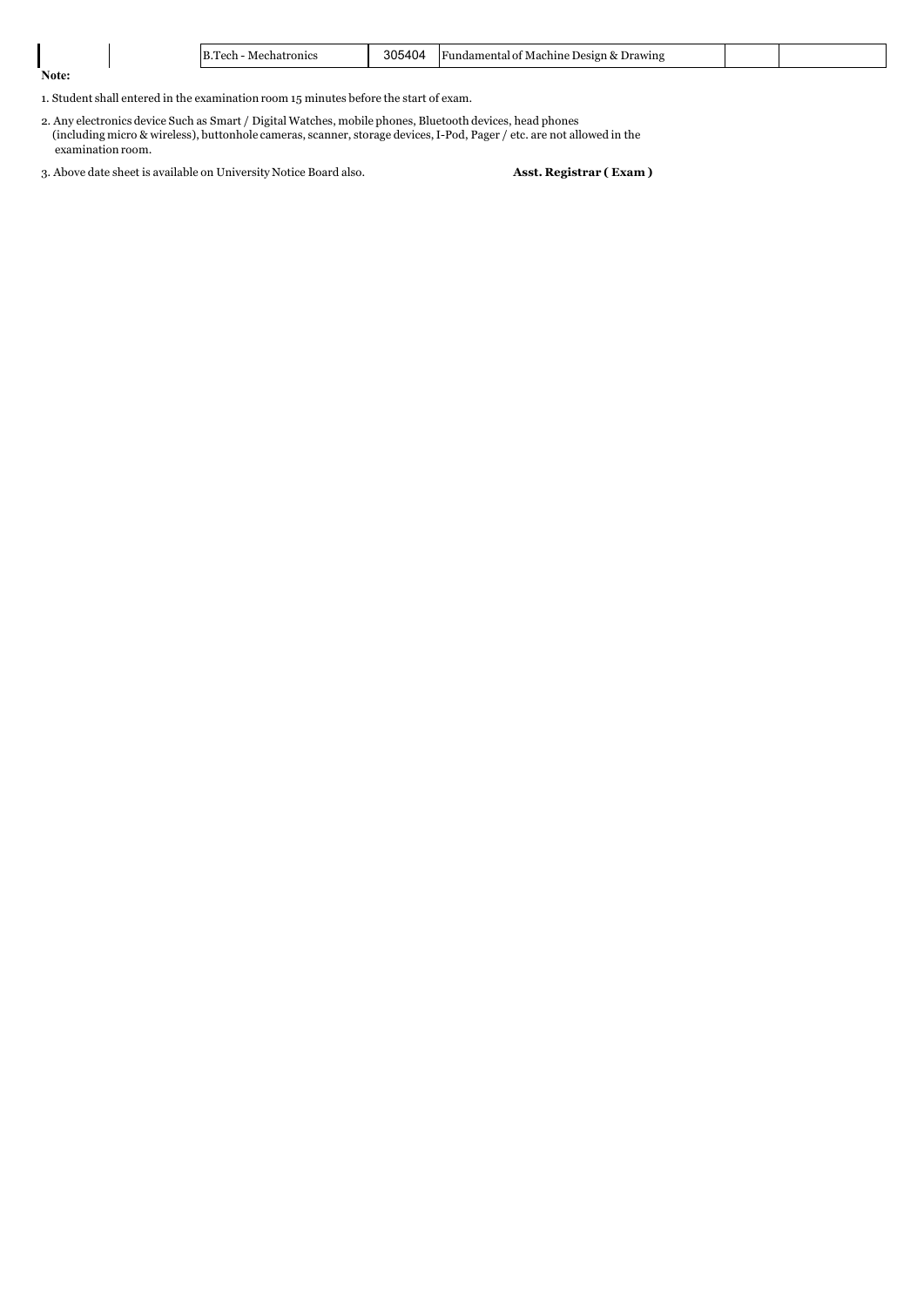|  |  | B.Tech - Mechatronics | 305404 | Fundamental of Machine Design & Drawing |  |  |
|---|---|---|---|---|---|---|

**Note:**

1. Student shall entered in the examination room 15 minutes before the start of exam.

2. Any electronics device Such as Smart / Digital Watches, mobile phones, Bluetooth devices, head phones (including micro & wireless), buttonhole cameras, scanner, storage devices, I-Pod, Pager / etc. are not allowed in the examination room.

3. Above date sheet is available on University Notice Board also.

**Asst. Registrar ( Exam )**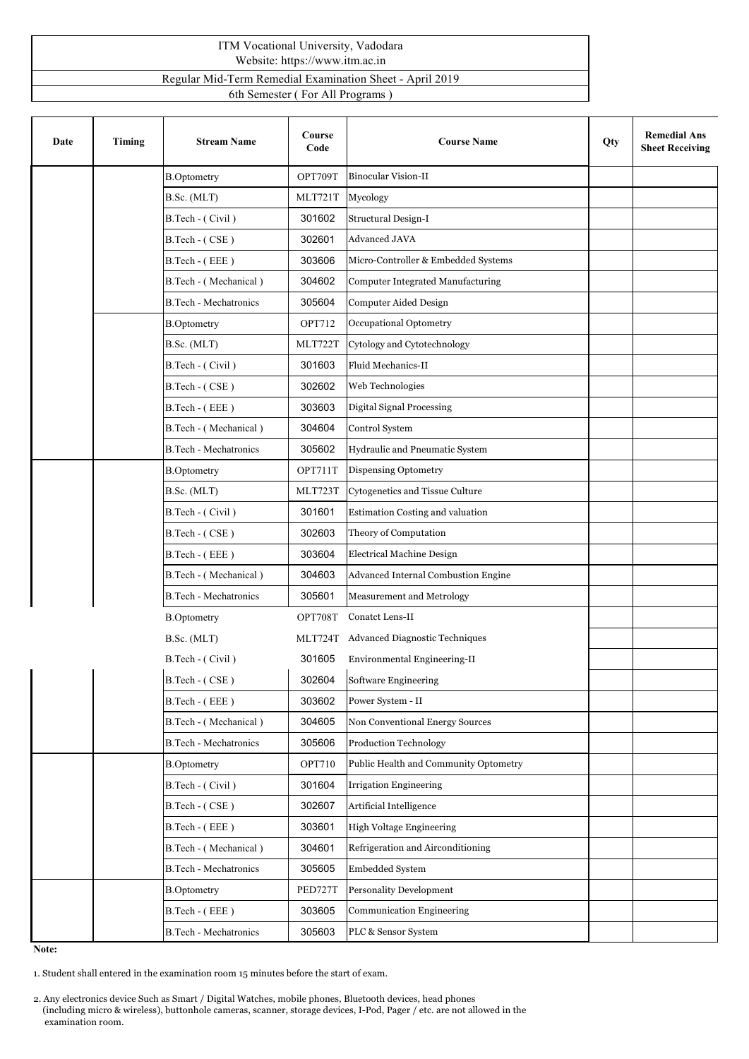ITM Vocational University, Vadodara
Website: https://www.itm.ac.in

Regular Mid-Term Remedial Examination Sheet - April 2019

6th Semester ( For All Programs )

| Date | Timing | Stream Name | Course Code | Course Name | Qty | Remedial Ans Sheet Receiving |
|---|---|---|---|---|---|---|
| | | B.Optometry | OPT709T | Binocular Vision-II | | |
| | | B.Sc. (MLT) | MLT721T | Mycology | | |
| | | B.Tech - ( Civil ) | 301602 | Structural Design-I | | |
| | | B.Tech - ( CSE ) | 302601 | Advanced JAVA | | |
| | | B.Tech - ( EEE ) | 303606 | Micro-Controller & Embedded Systems | | |
| | | B.Tech - ( Mechanical ) | 304602 | Computer Integrated Manufacturing | | |
| | | B.Tech - Mechatronics | 305604 | Computer Aided Design | | |
| | | B.Optometry | OPT712 | Occupational Optometry | | |
| | | B.Sc. (MLT) | MLT722T | Cytology and Cytotechnology | | |
| | | B.Tech - ( Civil ) | 301603 | Fluid Mechanics-II | | |
| | | B.Tech - ( CSE ) | 302602 | Web Technologies | | |
| | | B.Tech - ( EEE ) | 303603 | Digital Signal Processing | | |
| | | B.Tech - ( Mechanical ) | 304604 | Control System | | |
| | | B.Tech - Mechatronics | 305602 | Hydraulic and Pneumatic System | | |
| | | B.Optometry | OPT711T | Dispensing Optometry | | |
| | | B.Sc. (MLT) | MLT723T | Cytogenetics and Tissue Culture | | |
| | | B.Tech - ( Civil ) | 301601 | Estimation Costing and valuation | | |
| | | B.Tech - ( CSE ) | 302603 | Theory of Computation | | |
| | | B.Tech - ( EEE ) | 303604 | Electrical Machine Design | | |
| | | B.Tech - ( Mechanical ) | 304603 | Advanced Internal Combustion Engine | | |
| | | B.Tech - Mechatronics | 305601 | Measurement and Metrology | | |
| | | B.Optometry | OPT708T | Conatct Lens-II | | |
| | | B.Sc. (MLT) | MLT724T | Advanced Diagnostic Techniques | | |
| | | B.Tech - ( Civil ) | 301605 | Environmental Engineering-II | | |
| | | B.Tech - ( CSE ) | 302604 | Software Engineering | | |
| | | B.Tech - ( EEE ) | 303602 | Power System - II | | |
| | | B.Tech - ( Mechanical ) | 304605 | Non Conventional Energy Sources | | |
| | | B.Tech - Mechatronics | 305606 | Production Technology | | |
| | | B.Optometry | OPT710 | Public Health and Community Optometry | | |
| | | B.Tech - ( Civil ) | 301604 | Irrigation Engineering | | |
| | | B.Tech - ( CSE ) | 302607 | Artificial Intelligence | | |
| | | B.Tech - ( EEE ) | 303601 | High Voltage Engineering | | |
| | | B.Tech - ( Mechanical ) | 304601 | Refrigeration and Airconditioning | | |
| | | B.Tech - Mechatronics | 305605 | Embedded System | | |
| | | B.Optometry | PED727T | Personality Development | | |
| | | B.Tech - ( EEE ) | 303605 | Communication Engineering | | |
| | | B.Tech - Mechatronics | 305603 | PLC & Sensor System | | |

**Note:**

1. Student shall entered in the examination room 15 minutes before the start of exam.

2. Any electronics device Such as Smart / Digital Watches, mobile phones, Bluetooth devices, head phones (including micro & wireless), buttonhole cameras, scanner, storage devices, I-Pod, Pager / etc. are not allowed in the examination room.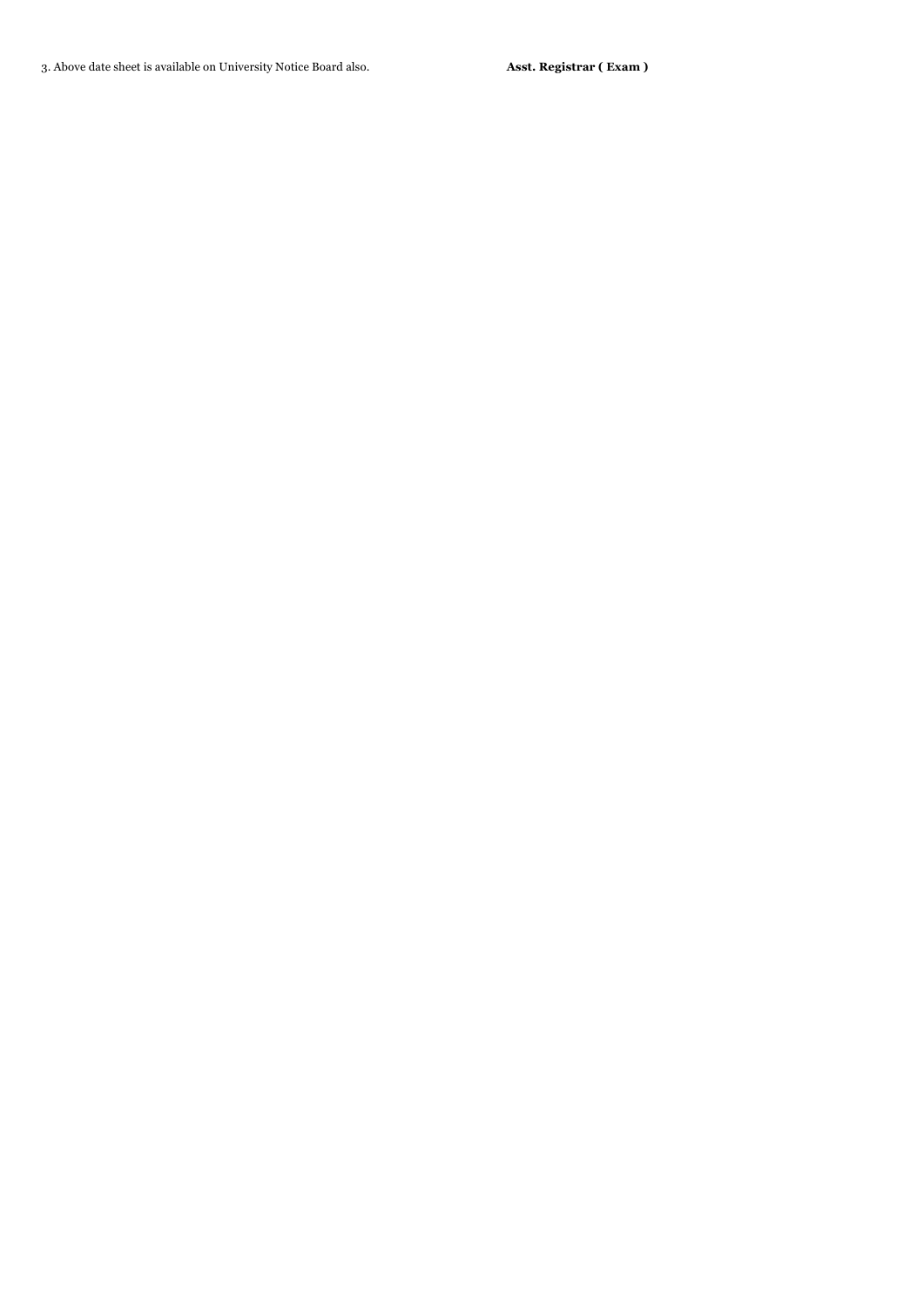3. Above date sheet is available on University Notice Board also.

**Asst. Registrar ( Exam )**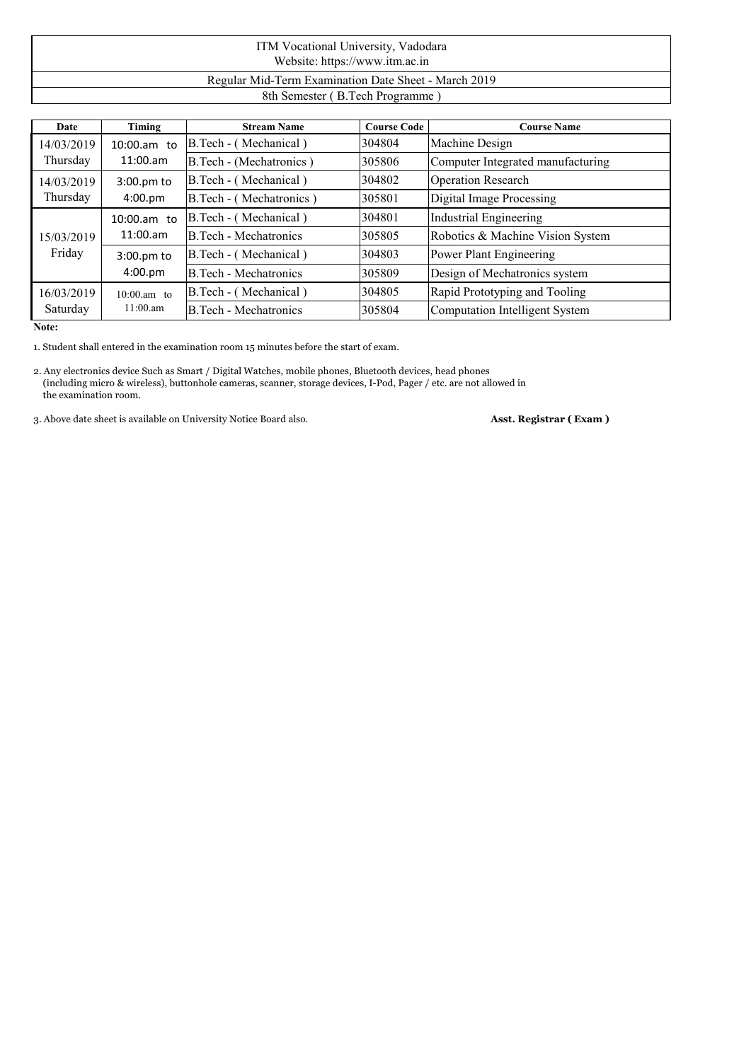ITM Vocational University, Vadodara

Website: https://www.itm.ac.in

Regular Mid-Term Examination Date Sheet - March 2019

8th Semester ( B.Tech Programme )

| Date | Timing | Stream Name | Course Code | Course Name |
|---|---|---|---|---|
| 14/03/2019 Thursday | 10:00.am to 11:00.am | B.Tech - ( Mechanical ) | 304804 | Machine Design |
| | | B.Tech - (Mechatronics ) | 305806 | Computer Integrated manufacturing |
| 14/03/2019 Thursday | 3:00.pm to 4:00.pm | B.Tech - ( Mechanical ) | 304802 | Operation Research |
| | | B.Tech - ( Mechatronics ) | 305801 | Digital Image Processing |
| 15/03/2019 Friday | 10:00.am to 11:00.am | B.Tech - ( Mechanical ) | 304801 | Industrial Engineering |
| | | B.Tech - Mechatronics | 305805 | Robotics & Machine Vision System |
| | 3:00.pm to 4:00.pm | B.Tech - ( Mechanical ) | 304803 | Power Plant Engineering |
| | | B.Tech - Mechatronics | 305809 | Design of Mechatronics system |
| 16/03/2019 Saturday | 10:00.am to 11:00.am | B.Tech - ( Mechanical ) | 304805 | Rapid Prototyping and Tooling |
| | | B.Tech - Mechatronics | 305804 | Computation Intelligent System |

**Note:**

1. Student shall entered in the examination room 15 minutes before the start of exam.

2. Any electronics device Such as Smart / Digital Watches, mobile phones, Bluetooth devices, head phones (including micro & wireless), buttonhole cameras, scanner, storage devices, I-Pod, Pager / etc. are not allowed in the examination room.

3. Above date sheet is available on University Notice Board also.

**Asst. Registrar ( Exam )**